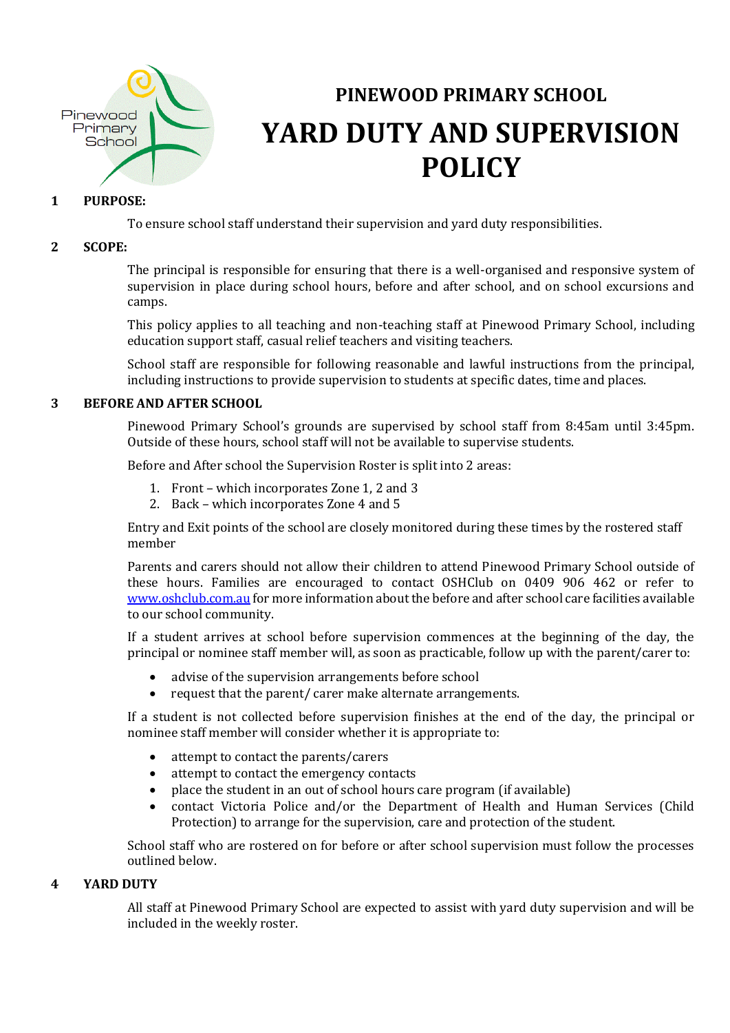# PINEWOOD PRIMARY SCHOOL

# YARD DUTY AND SUPERVISION POLICY

## 1 PURPOSE:

To ensure school staff understand their supervision and yard duty responsibilities.

## 2 SCOPE:

The principal is responsible for ensuring that there is a well-organised and responsive system of supervision in place during school hours, before and after school, and on school excursions and camps.

This policy applies to all teaching and non-teaching staff at Pinewood Primary School, including education support staff, casual relief teachers and visiting teachers.

School staff are responsible for following reasonable and lawful instructions from the principal, including instructions to provide supervision to students at specific dates, time and places.

## 3 BEFORE AND AFTER SCHOOL

Pinewood Primary School's grounds are supervised by school staff from 8:45am until 3:45pm. Outside of these hours, school staff will not be available to supervise students.

Before and After school the Supervision Roster is split into 2 areas:

1. Front – which incorporates Zone 1, 2 and 3
2. Back – which incorporates Zone 4 and 5

Entry and Exit points of the school are closely monitored during these times by the rostered staff member

Parents and carers should not allow their children to attend Pinewood Primary School outside of these hours. Families are encouraged to contact OSHClub on 0409 906 462 or refer to [www.oshclub.com.au](http://www.oshclub.com.au) for more information about the before and after school care facilities available to our school community.

If a student arrives at school before supervision commences at the beginning of the day, the principal or nominee staff member will, as soon as practicable, follow up with the parent/carer to:

- advise of the supervision arrangements before school
- request that the parent/ carer make alternate arrangements.

If a student is not collected before supervision finishes at the end of the day, the principal or nominee staff member will consider whether it is appropriate to:

- attempt to contact the parents/carers
- attempt to contact the emergency contacts
- place the student in an out of school hours care program (if available)
- contact Victoria Police and/or the Department of Health and Human Services (Child Protection) to arrange for the supervision, care and protection of the student.

School staff who are rostered on for before or after school supervision must follow the processes outlined below.

## 4 YARD DUTY

All staff at Pinewood Primary School are expected to assist with yard duty supervision and will be included in the weekly roster.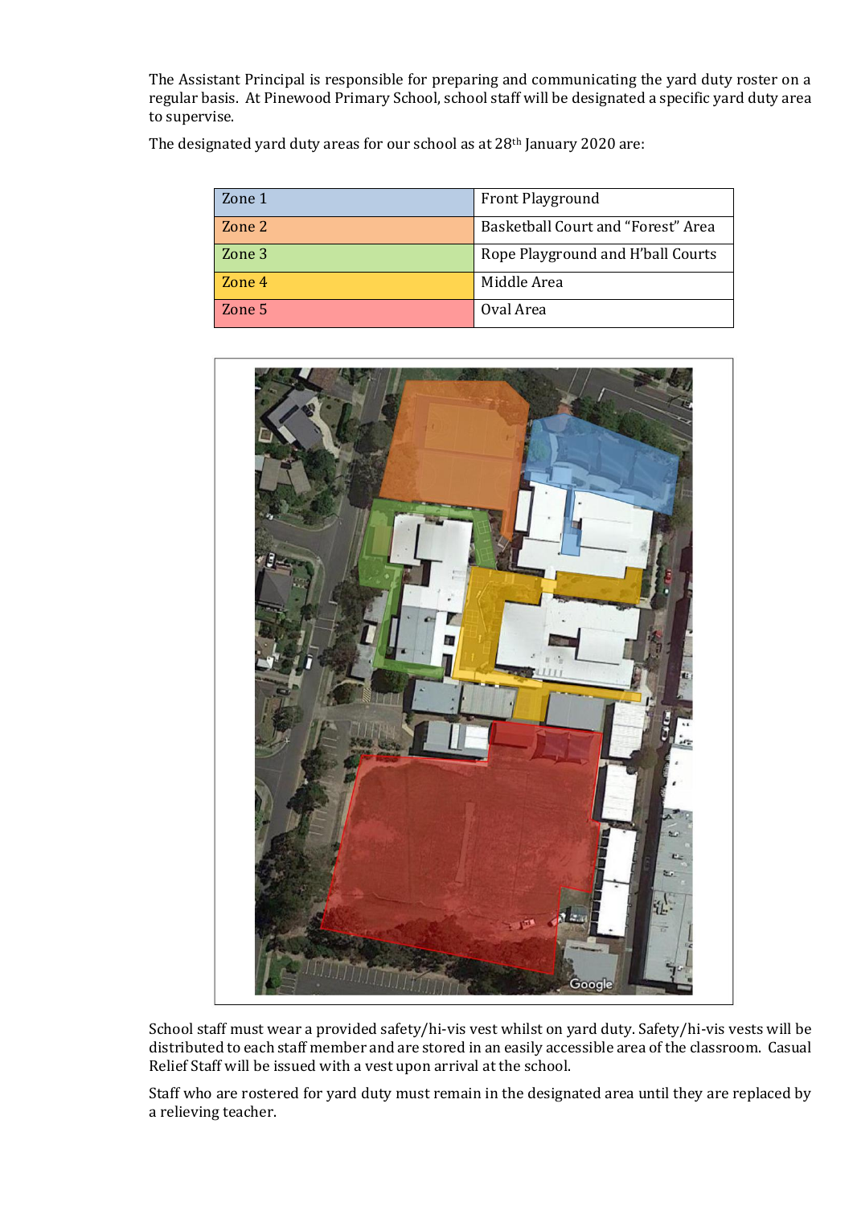The Assistant Principal is responsible for preparing and communicating the yard duty roster on a regular basis. At Pinewood Primary School, school staff will be designated a specific yard duty area to supervise.

The designated yard duty areas for our school as at 28th January 2020 are:

| Zone | Area |
| --- | --- |
| Zone 1 | Front Playground |
| Zone 2 | Basketball Court and "Forest" Area |
| Zone 3 | Rope Playground and H'ball Courts |
| Zone 4 | Middle Area |
| Zone 5 | Oval Area |

School staff must wear a provided safety/hi-vis vest whilst on yard duty. Safety/hi-vis vests will be distributed to each staff member and are stored in an easily accessible area of the classroom. Casual Relief Staff will be issued with a vest upon arrival at the school.

Staff who are rostered for yard duty must remain in the designated area until they are replaced by a relieving teacher.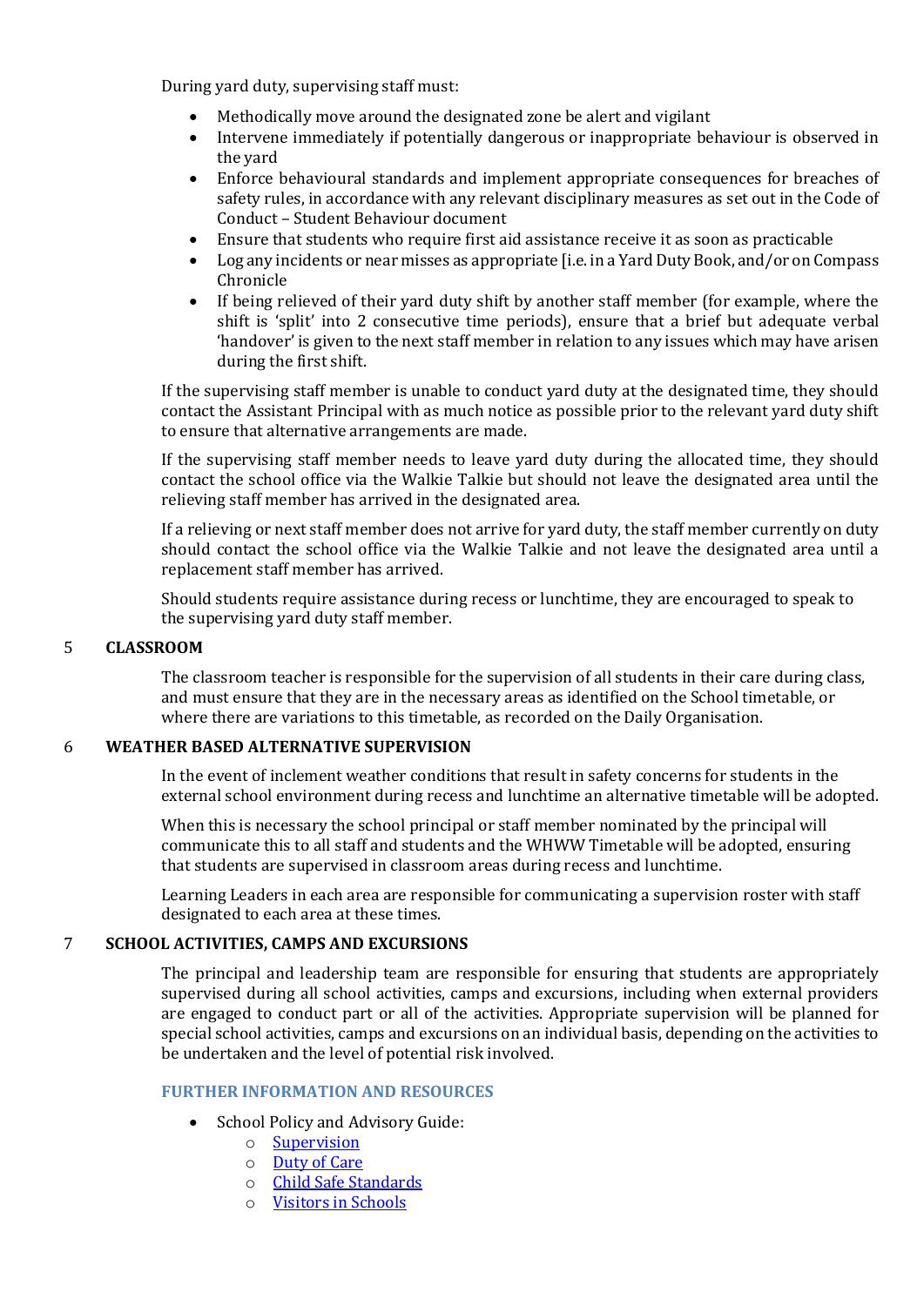During yard duty, supervising staff must:

- Methodically move around the designated zone be alert and vigilant
- Intervene immediately if potentially dangerous or inappropriate behaviour is observed in the yard
- Enforce behavioural standards and implement appropriate consequences for breaches of safety rules, in accordance with any relevant disciplinary measures as set out in the Code of Conduct – Student Behaviour document
- Ensure that students who require first aid assistance receive it as soon as practicable
- Log any incidents or near misses as appropriate [i.e. in a Yard Duty Book, and/or on Compass Chronicle
- If being relieved of their yard duty shift by another staff member (for example, where the shift is 'split' into 2 consecutive time periods), ensure that a brief but adequate verbal 'handover' is given to the next staff member in relation to any issues which may have arisen during the first shift.

If the supervising staff member is unable to conduct yard duty at the designated time, they should contact the Assistant Principal with as much notice as possible prior to the relevant yard duty shift to ensure that alternative arrangements are made.

If the supervising staff member needs to leave yard duty during the allocated time, they should contact the school office via the Walkie Talkie but should not leave the designated area until the relieving staff member has arrived in the designated area.

If a relieving or next staff member does not arrive for yard duty, the staff member currently on duty should contact the school office via the Walkie Talkie and not leave the designated area until a replacement staff member has arrived.

Should students require assistance during recess or lunchtime, they are encouraged to speak to the supervising yard duty staff member.

## 5 CLASSROOM

The classroom teacher is responsible for the supervision of all students in their care during class, and must ensure that they are in the necessary areas as identified on the School timetable, or where there are variations to this timetable, as recorded on the Daily Organisation.

## 6 WEATHER BASED ALTERNATIVE SUPERVISION

In the event of inclement weather conditions that result in safety concerns for students in the external school environment during recess and lunchtime an alternative timetable will be adopted.

When this is necessary the school principal or staff member nominated by the principal will communicate this to all staff and students and the WHWW Timetable will be adopted, ensuring that students are supervised in classroom areas during recess and lunchtime.

Learning Leaders in each area are responsible for communicating a supervision roster with staff designated to each area at these times.

## 7 SCHOOL ACTIVITIES, CAMPS AND EXCURSIONS

The principal and leadership team are responsible for ensuring that students are appropriately supervised during all school activities, camps and excursions, including when external providers are engaged to conduct part or all of the activities. Appropriate supervision will be planned for special school activities, camps and excursions on an individual basis, depending on the activities to be undertaken and the level of potential risk involved.

### FURTHER INFORMATION AND RESOURCES

- School Policy and Advisory Guide:
  - Supervision
  - Duty of Care
  - Child Safe Standards
  - Visitors in Schools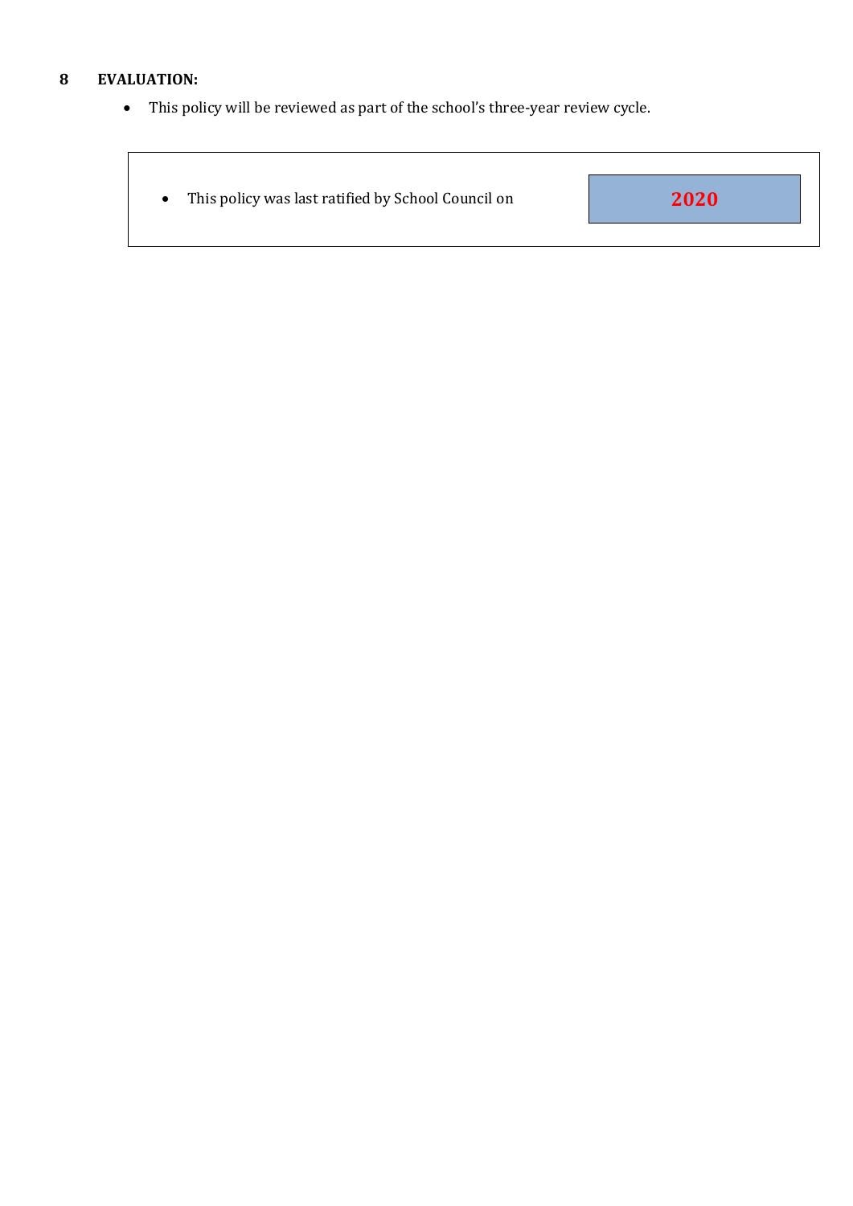## 8 EVALUATION:

- This policy will be reviewed as part of the school's three-year review cycle.

| | |
|---|---|
| • This policy was last ratified by School Council on | **2020** |